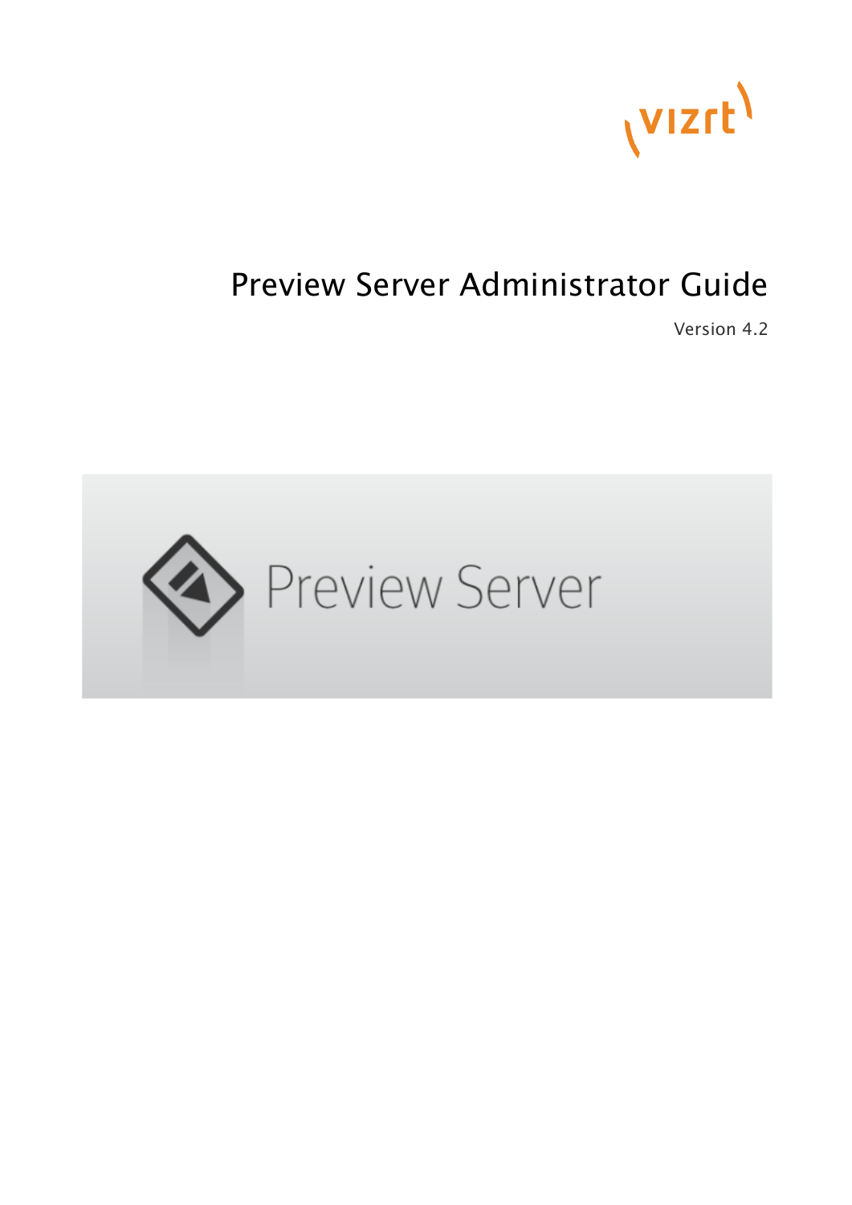# Preview Server Administrator Guide

Version 4.2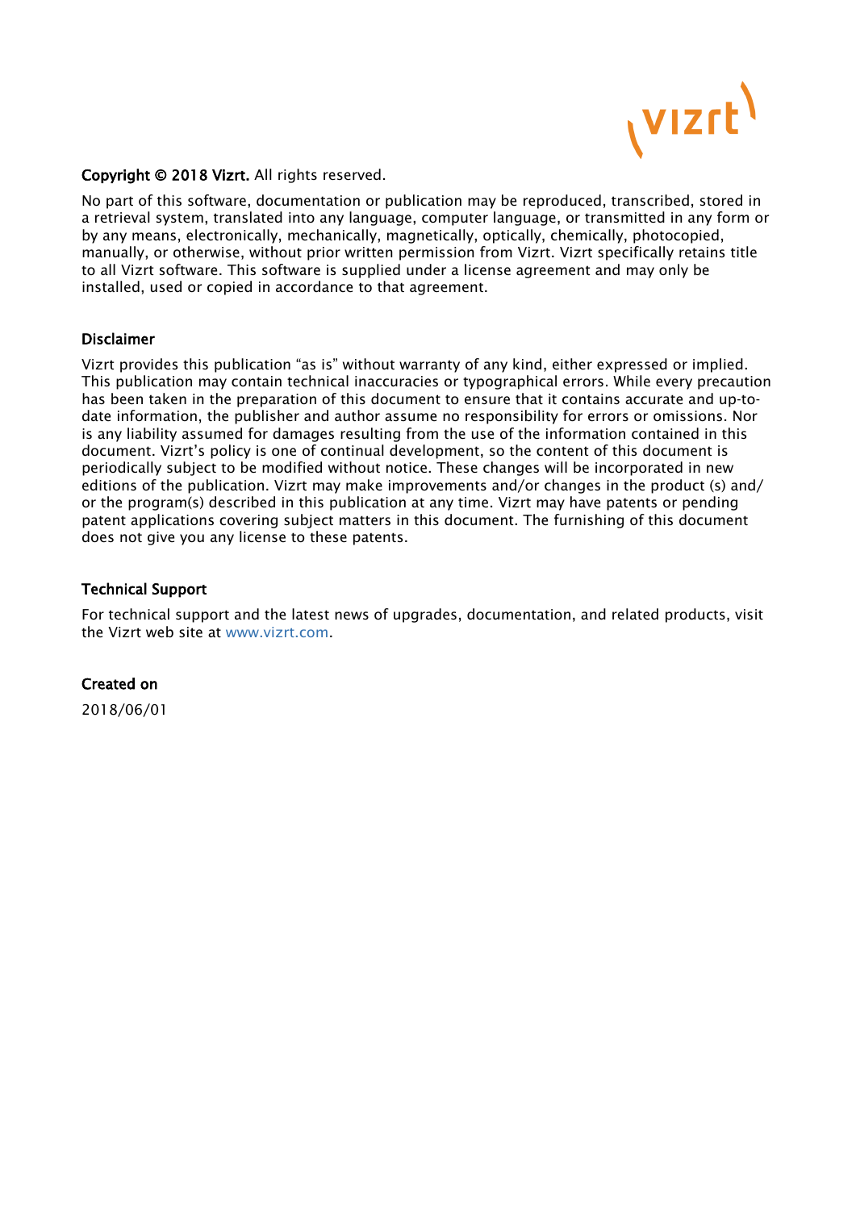**Copyright © 2018 Vizrt.** All rights reserved.

No part of this software, documentation or publication may be reproduced, transcribed, stored in a retrieval system, translated into any language, computer language, or transmitted in any form or by any means, electronically, mechanically, magnetically, optically, chemically, photocopied, manually, or otherwise, without prior written permission from Vizrt. Vizrt specifically retains title to all Vizrt software. This software is supplied under a license agreement and may only be installed, used or copied in accordance to that agreement.

## Disclaimer

Vizrt provides this publication "as is" without warranty of any kind, either expressed or implied. This publication may contain technical inaccuracies or typographical errors. While every precaution has been taken in the preparation of this document to ensure that it contains accurate and up-to-date information, the publisher and author assume no responsibility for errors or omissions. Nor is any liability assumed for damages resulting from the use of the information contained in this document. Vizrt's policy is one of continual development, so the content of this document is periodically subject to be modified without notice. These changes will be incorporated in new editions of the publication. Vizrt may make improvements and/or changes in the product (s) and/or the program(s) described in this publication at any time. Vizrt may have patents or pending patent applications covering subject matters in this document. The furnishing of this document does not give you any license to these patents.

## Technical Support

For technical support and the latest news of upgrades, documentation, and related products, visit the Vizrt web site at www.vizrt.com.

## Created on

2018/06/01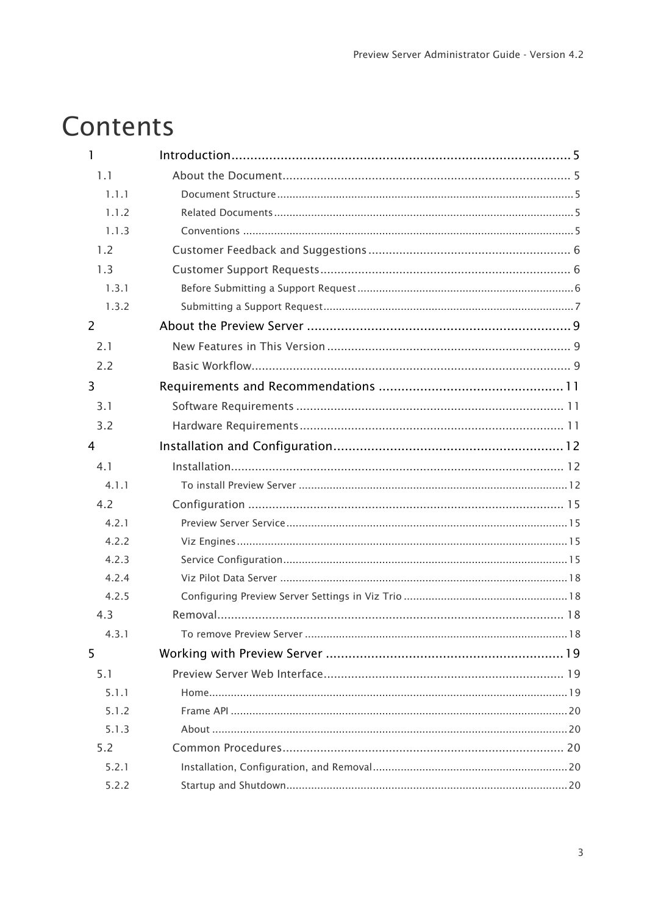# Contents

- 1 Introduction ... 5
  - 1.1 About the Document ... 5
    - 1.1.1 Document Structure ... 5
    - 1.1.2 Related Documents ... 5
    - 1.1.3 Conventions ... 5
  - 1.2 Customer Feedback and Suggestions ... 6
  - 1.3 Customer Support Requests ... 6
    - 1.3.1 Before Submitting a Support Request ... 6
    - 1.3.2 Submitting a Support Request ... 7
- 2 About the Preview Server ... 9
  - 2.1 New Features in This Version ... 9
  - 2.2 Basic Workflow ... 9
- 3 Requirements and Recommendations ... 11
  - 3.1 Software Requirements ... 11
  - 3.2 Hardware Requirements ... 11
- 4 Installation and Configuration ... 12
  - 4.1 Installation ... 12
    - 4.1.1 To install Preview Server ... 12
  - 4.2 Configuration ... 15
    - 4.2.1 Preview Server Service ... 15
    - 4.2.2 Viz Engines ... 15
    - 4.2.3 Service Configuration ... 15
    - 4.2.4 Viz Pilot Data Server ... 18
    - 4.2.5 Configuring Preview Server Settings in Viz Trio ... 18
  - 4.3 Removal ... 18
    - 4.3.1 To remove Preview Server ... 18
- 5 Working with Preview Server ... 19
  - 5.1 Preview Server Web Interface ... 19
    - 5.1.1 Home ... 19
    - 5.1.2 Frame API ... 20
    - 5.1.3 About ... 20
  - 5.2 Common Procedures ... 20
    - 5.2.1 Installation, Configuration, and Removal ... 20
    - 5.2.2 Startup and Shutdown ... 20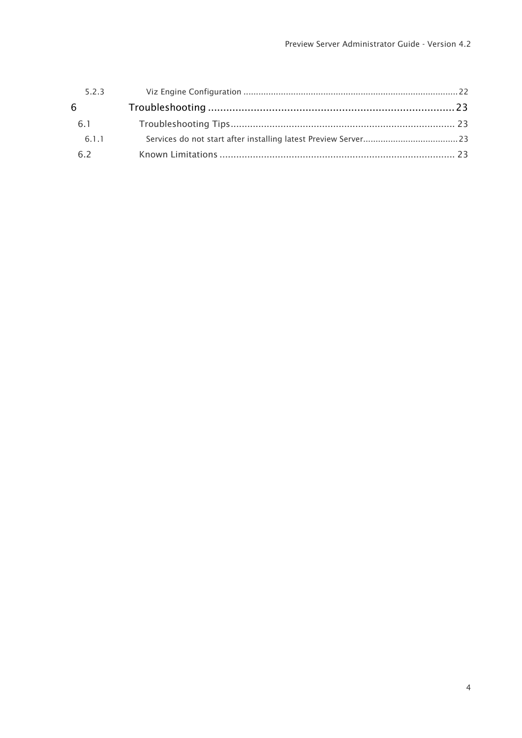5.2.3 Viz Engine Configuration ..................................................................................... 22

6 Troubleshooting .................................................................................. 23

6.1 Troubleshooting Tips................................................................................ 23

6.1.1 Services do not start after installing latest Preview Server...................................... 23

6.2 Known Limitations .................................................................................... 23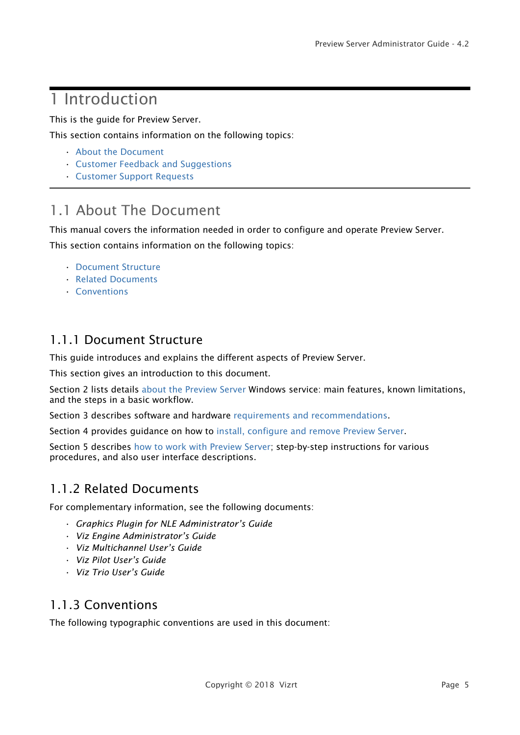# 1 Introduction

This is the guide for Preview Server.

This section contains information on the following topics:

- About the Document
- Customer Feedback and Suggestions
- Customer Support Requests

## 1.1 About The Document

This manual covers the information needed in order to configure and operate Preview Server.

This section contains information on the following topics:

- Document Structure
- Related Documents
- Conventions

### 1.1.1 Document Structure

This guide introduces and explains the different aspects of Preview Server.

This section gives an introduction to this document.

Section 2 lists details about the Preview Server Windows service: main features, known limitations, and the steps in a basic workflow.

Section 3 describes software and hardware requirements and recommendations.

Section 4 provides guidance on how to install, configure and remove Preview Server.

Section 5 describes how to work with Preview Server; step-by-step instructions for various procedures, and also user interface descriptions.

### 1.1.2 Related Documents

For complementary information, see the following documents:

- *Graphics Plugin for NLE Administrator's Guide*
- *Viz Engine Administrator's Guide*
- *Viz Multichannel User's Guide*
- *Viz Pilot User's Guide*
- *Viz Trio User's Guide*

### 1.1.3 Conventions

The following typographic conventions are used in this document: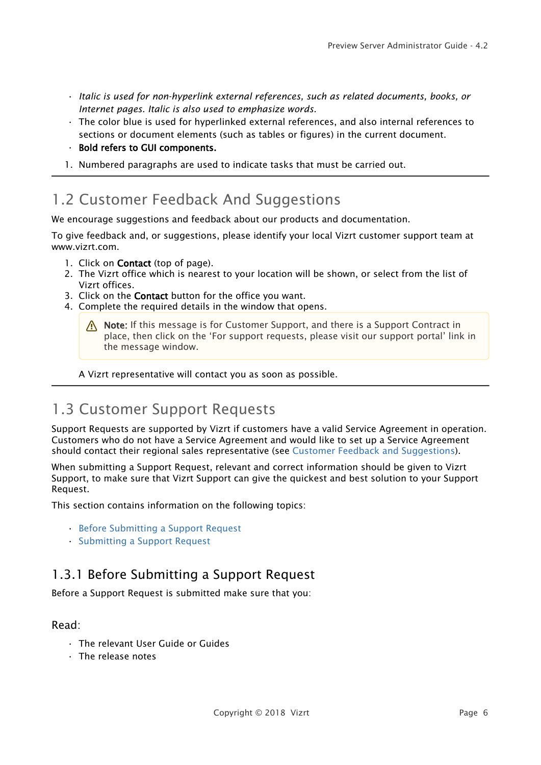- *Italic is used for non-hyperlink external references, such as related documents, books, or Internet pages. Italic is also used to emphasize words.*
- The color blue is used for hyperlinked external references, and also internal references to sections or document elements (such as tables or figures) in the current document.
- **Bold refers to GUI components.**

1. Numbered paragraphs are used to indicate tasks that must be carried out.

## 1.2 Customer Feedback And Suggestions

We encourage suggestions and feedback about our products and documentation.

To give feedback and, or suggestions, please identify your local Vizrt customer support team at www.vizrt.com.

1. Click on **Contact** (top of page).
2. The Vizrt office which is nearest to your location will be shown, or select from the list of Vizrt offices.
3. Click on the **Contact** button for the office you want.
4. Complete the required details in the window that opens.

> **Note:** If this message is for Customer Support, and there is a Support Contract in place, then click on the 'For support requests, please visit our support portal' link in the message window.

A Vizrt representative will contact you as soon as possible.

## 1.3 Customer Support Requests

Support Requests are supported by Vizrt if customers have a valid Service Agreement in operation. Customers who do not have a Service Agreement and would like to set up a Service Agreement should contact their regional sales representative (see Customer Feedback and Suggestions).

When submitting a Support Request, relevant and correct information should be given to Vizrt Support, to make sure that Vizrt Support can give the quickest and best solution to your Support Request.

This section contains information on the following topics:

- Before Submitting a Support Request
- Submitting a Support Request

### 1.3.1 Before Submitting a Support Request

Before a Support Request is submitted make sure that you:

#### Read:

- The relevant User Guide or Guides
- The release notes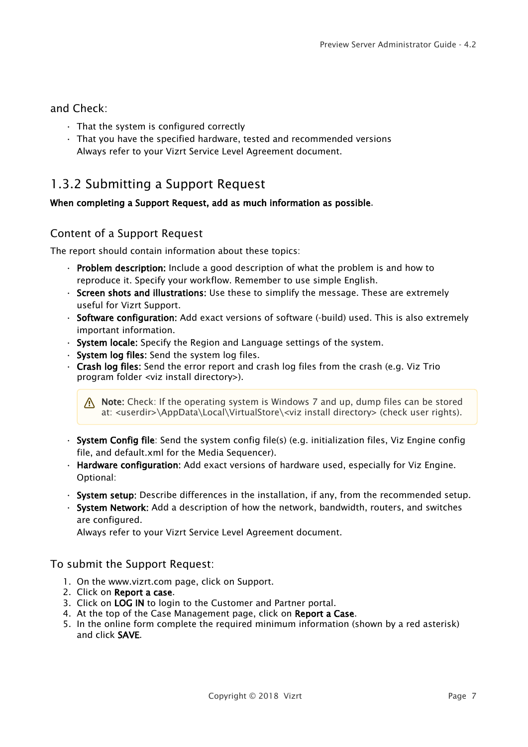and Check:

- That the system is configured correctly
- That you have the specified hardware, tested and recommended versions
  Always refer to your Vizrt Service Level Agreement document.

## 1.3.2 Submitting a Support Request

**When completing a Support Request, add as much information as possible**.

### Content of a Support Request

The report should contain information about these topics:

- **Problem description:** Include a good description of what the problem is and how to reproduce it. Specify your workflow. Remember to use simple English.
- **Screen shots and illustrations:** Use these to simplify the message. These are extremely useful for Vizrt Support.
- **Software configuration:** Add exact versions of software (-build) used. This is also extremely important information.
- **System locale:** Specify the Region and Language settings of the system.
- **System log files:** Send the system log files.
- **Crash log files:** Send the error report and crash log files from the crash (e.g. Viz Trio program folder <viz install directory>).

> **Note:** Check: If the operating system is Windows 7 and up, dump files can be stored at: <userdir>\AppData\Local\VirtualStore\<viz install directory> (check user rights).

- **System Config file**: Send the system config file(s) (e.g. initialization files, Viz Engine config file, and default.xml for the Media Sequencer).
- **Hardware configuration:** Add exact versions of hardware used, especially for Viz Engine.
  Optional:
- **System setup:** Describe differences in the installation, if any, from the recommended setup.
- **System Network:** Add a description of how the network, bandwidth, routers, and switches are configured.
  Always refer to your Vizrt Service Level Agreement document.

### To submit the Support Request:

1. On the www.vizrt.com page, click on Support.
2. Click on **Report a case**.
3. Click on **LOG IN** to login to the Customer and Partner portal.
4. At the top of the Case Management page, click on **Report a Case**.
5. In the online form complete the required minimum information (shown by a red asterisk) and click **SAVE**.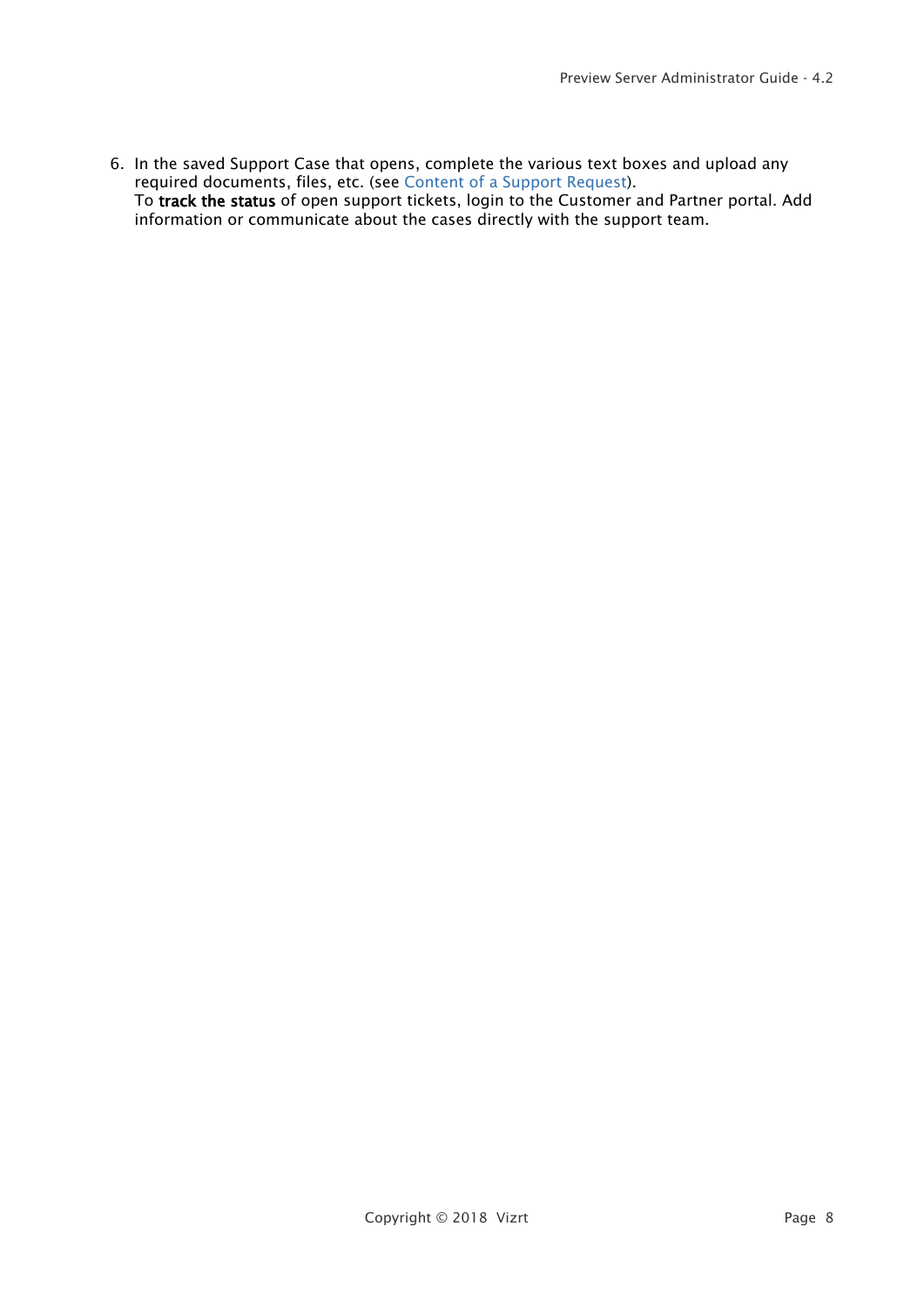6. In the saved Support Case that opens, complete the various text boxes and upload any required documents, files, etc. (see Content of a Support Request).
   To **track the status** of open support tickets, login to the Customer and Partner portal. Add information or communicate about the cases directly with the support team.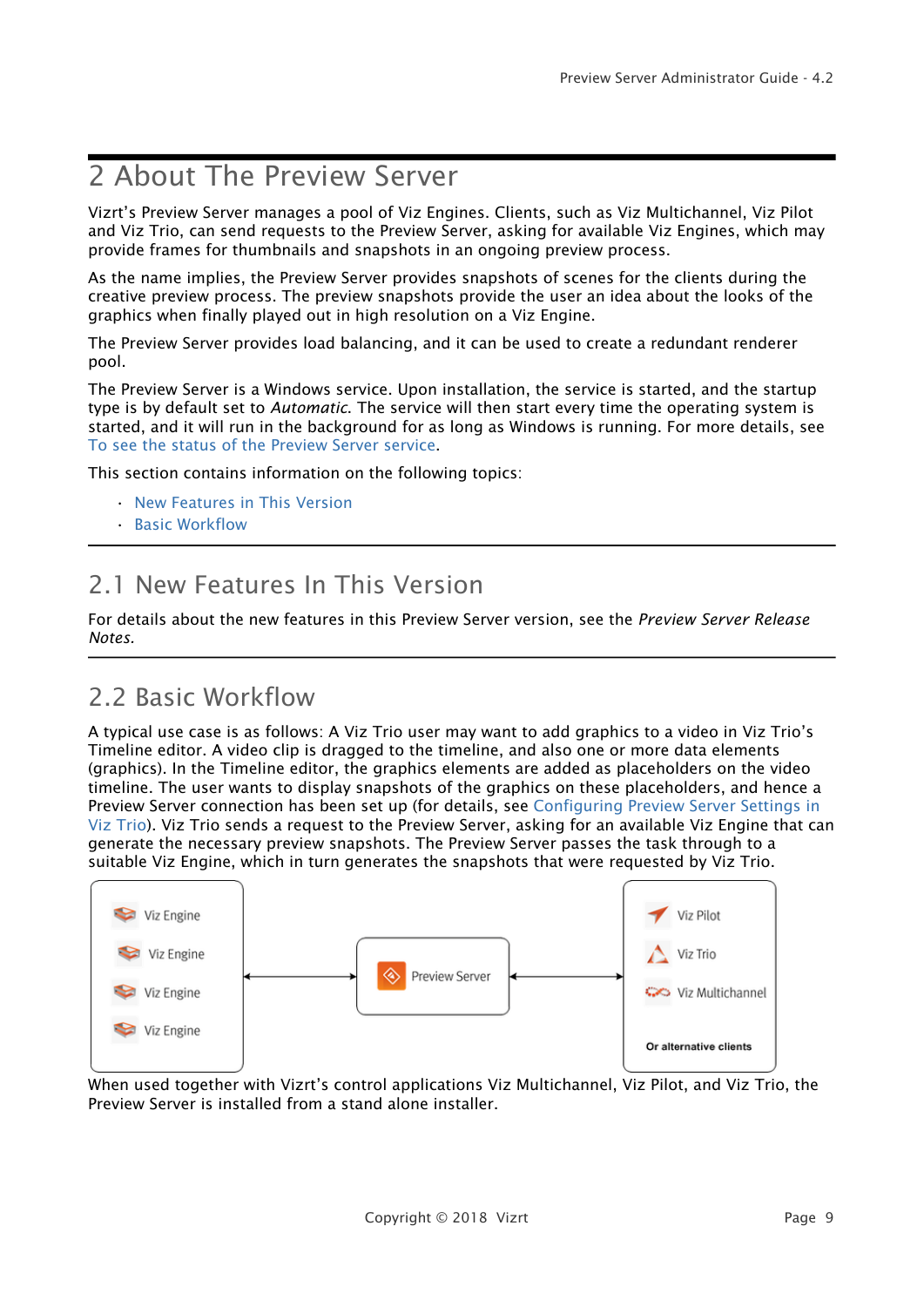# 2 About The Preview Server

Vizrt's Preview Server manages a pool of Viz Engines. Clients, such as Viz Multichannel, Viz Pilot and Viz Trio, can send requests to the Preview Server, asking for available Viz Engines, which may provide frames for thumbnails and snapshots in an ongoing preview process.

As the name implies, the Preview Server provides snapshots of scenes for the clients during the creative preview process. The preview snapshots provide the user an idea about the looks of the graphics when finally played out in high resolution on a Viz Engine.

The Preview Server provides load balancing, and it can be used to create a redundant renderer pool.

The Preview Server is a Windows service. Upon installation, the service is started, and the startup type is by default set to *Automatic*. The service will then start every time the operating system is started, and it will run in the background for as long as Windows is running. For more details, see To see the status of the Preview Server service.

This section contains information on the following topics:

- New Features in This Version
- Basic Workflow

## 2.1 New Features In This Version

For details about the new features in this Preview Server version, see the *Preview Server Release Notes*.

## 2.2 Basic Workflow

A typical use case is as follows: A Viz Trio user may want to add graphics to a video in Viz Trio's Timeline editor. A video clip is dragged to the timeline, and also one or more data elements (graphics). In the Timeline editor, the graphics elements are added as placeholders on the video timeline. The user wants to display snapshots of the graphics on these placeholders, and hence a Preview Server connection has been set up (for details, see Configuring Preview Server Settings in Viz Trio). Viz Trio sends a request to the Preview Server, asking for an available Viz Engine that can generate the necessary preview snapshots. The Preview Server passes the task through to a suitable Viz Engine, which in turn generates the snapshots that were requested by Viz Trio.

Viz Engine
Viz Engine
Viz Engine
Viz Engine

Preview Server

Viz Pilot
Viz Trio
Viz Multichannel
Or alternative clients

When used together with Vizrt's control applications Viz Multichannel, Viz Pilot, and Viz Trio, the Preview Server is installed from a stand alone installer.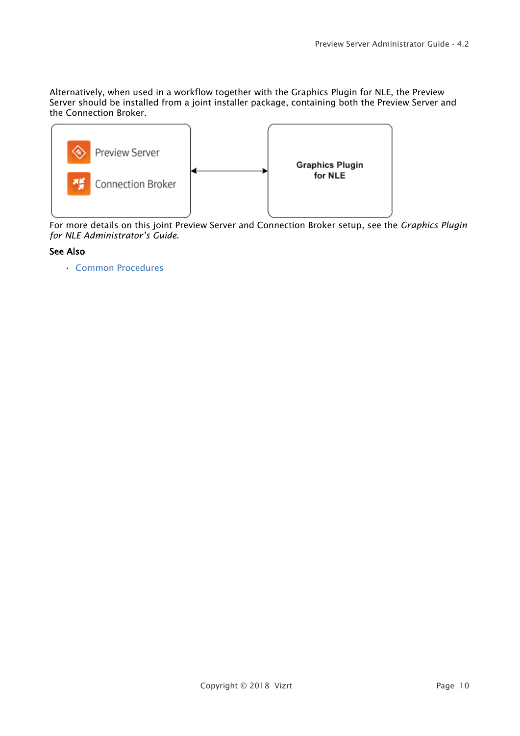Alternatively, when used in a workflow together with the Graphics Plugin for NLE, the Preview Server should be installed from a joint installer package, containing both the Preview Server and the Connection Broker.

Preview Server

Connection Broker

Graphics Plugin for NLE

For more details on this joint Preview Server and Connection Broker setup, see the *Graphics Plugin for NLE Administrator's Guide*.

**See Also**

- Common Procedures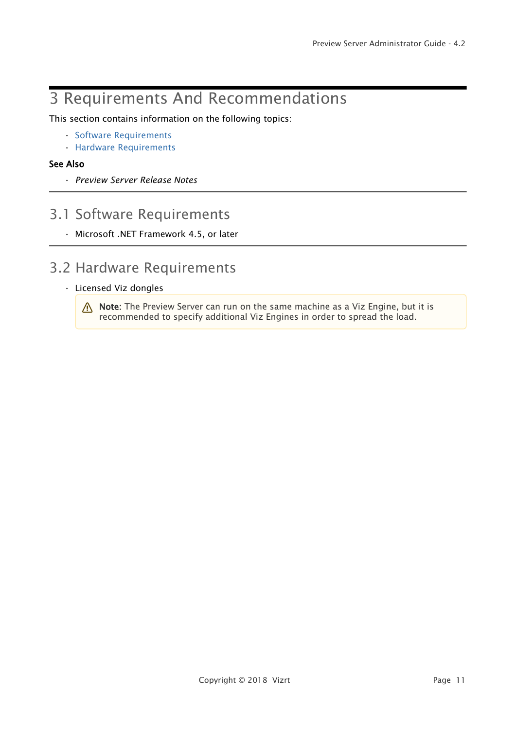# 3 Requirements And Recommendations

This section contains information on the following topics:

- Software Requirements
- Hardware Requirements

**See Also**

- *Preview Server Release Notes*

## 3.1 Software Requirements

- Microsoft .NET Framework 4.5, or later

## 3.2 Hardware Requirements

- Licensed Viz dongles

> ⚠ **Note:** The Preview Server can run on the same machine as a Viz Engine, but it is recommended to specify additional Viz Engines in order to spread the load.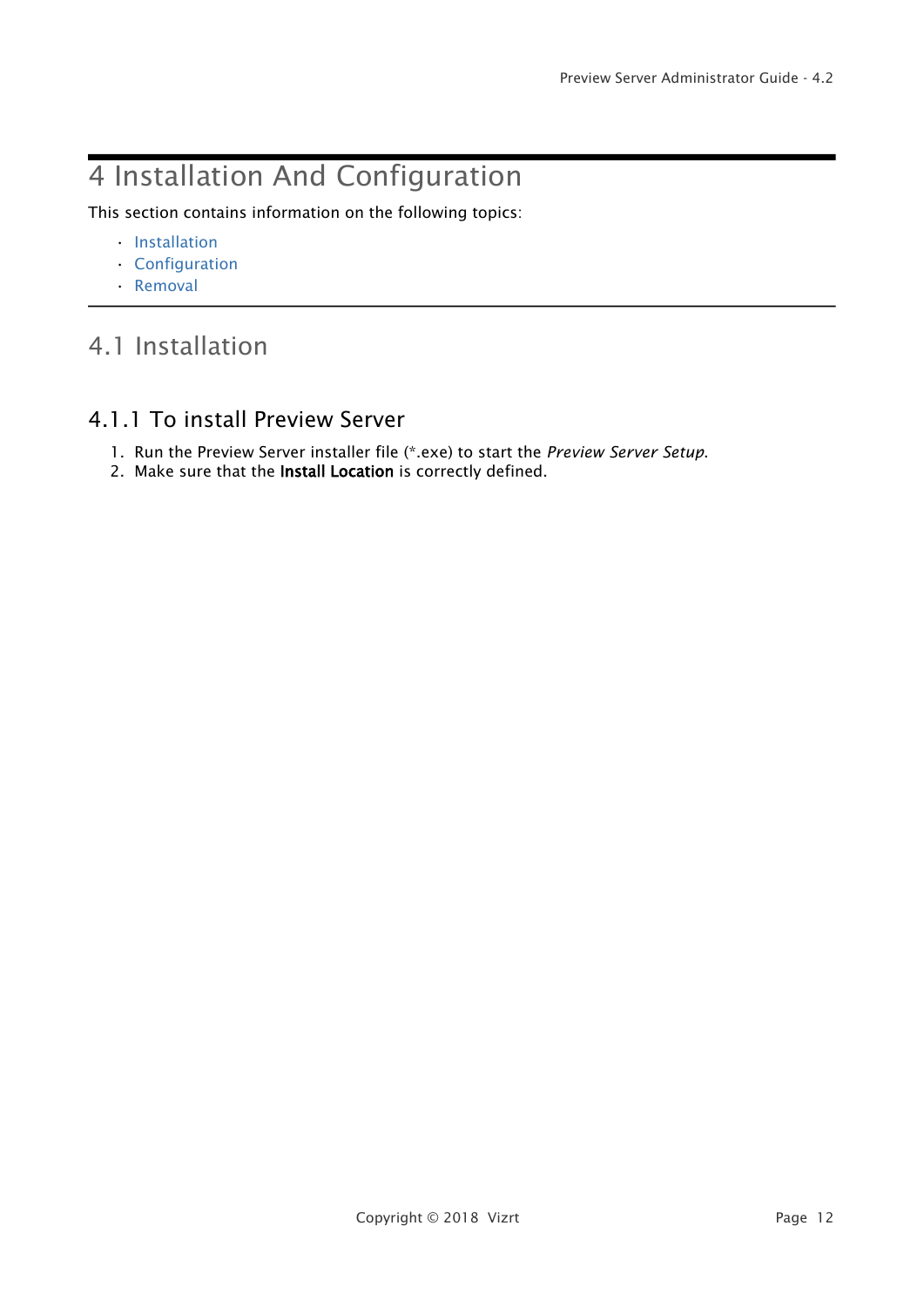# 4 Installation And Configuration

This section contains information on the following topics:

- Installation
- Configuration
- Removal

## 4.1 Installation

### 4.1.1 To install Preview Server

1. Run the Preview Server installer file (*.exe) to start the *Preview Server Setup*.
2. Make sure that the **Install Location** is correctly defined.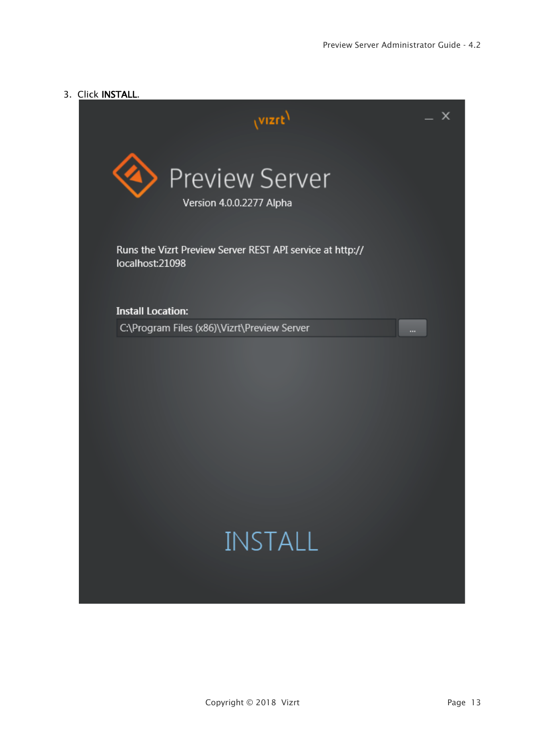3. Click **INSTALL**.

vizrt

Preview Server

Version 4.0.0.2277 Alpha

Runs the Vizrt Preview Server REST API service at http://localhost:21098

**Install Location:**

C:\Program Files (x86)\Vizrt\Preview Server

INSTALL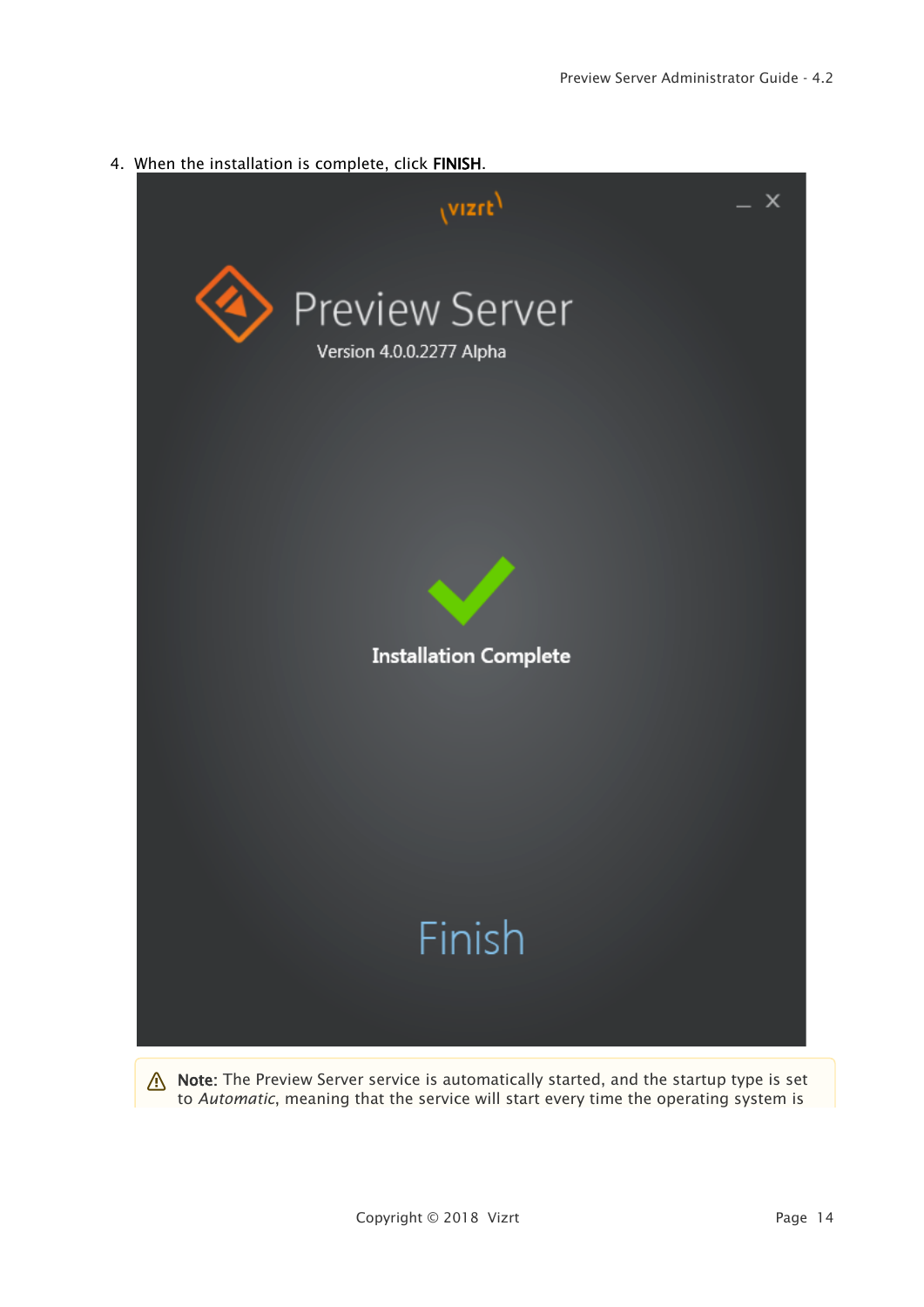4. When the installation is complete, click **FINISH**.

> ⚠ **Note**: The Preview Server service is automatically started, and the startup type is set to *Automatic*, meaning that the service will start every time the operating system is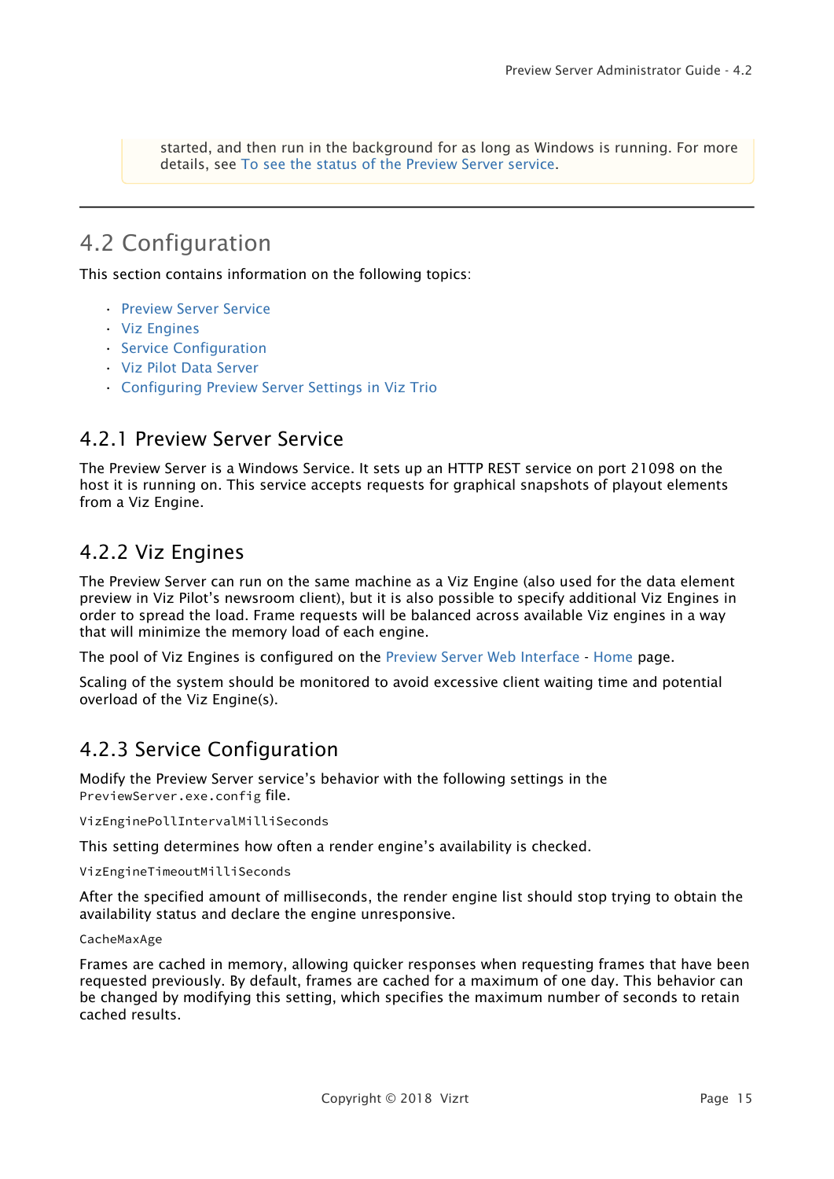started, and then run in the background for as long as Windows is running. For more details, see To see the status of the Preview Server service.

---

# 4.2 Configuration

This section contains information on the following topics:

- Preview Server Service
- Viz Engines
- Service Configuration
- Viz Pilot Data Server
- Configuring Preview Server Settings in Viz Trio

## 4.2.1 Preview Server Service

The Preview Server is a Windows Service. It sets up an HTTP REST service on port 21098 on the host it is running on. This service accepts requests for graphical snapshots of playout elements from a Viz Engine.

## 4.2.2 Viz Engines

The Preview Server can run on the same machine as a Viz Engine (also used for the data element preview in Viz Pilot's newsroom client), but it is also possible to specify additional Viz Engines in order to spread the load. Frame requests will be balanced across available Viz engines in a way that will minimize the memory load of each engine.

The pool of Viz Engines is configured on the Preview Server Web Interface - Home page.

Scaling of the system should be monitored to avoid excessive client waiting time and potential overload of the Viz Engine(s).

## 4.2.3 Service Configuration

Modify the Preview Server service's behavior with the following settings in the `PreviewServer.exe.config` file.

`VizEnginePollIntervalMilliSeconds`

This setting determines how often a render engine's availability is checked.

`VizEngineTimeoutMilliSeconds`

After the specified amount of milliseconds, the render engine list should stop trying to obtain the availability status and declare the engine unresponsive.

`CacheMaxAge`

Frames are cached in memory, allowing quicker responses when requesting frames that have been requested previously. By default, frames are cached for a maximum of one day. This behavior can be changed by modifying this setting, which specifies the maximum number of seconds to retain cached results.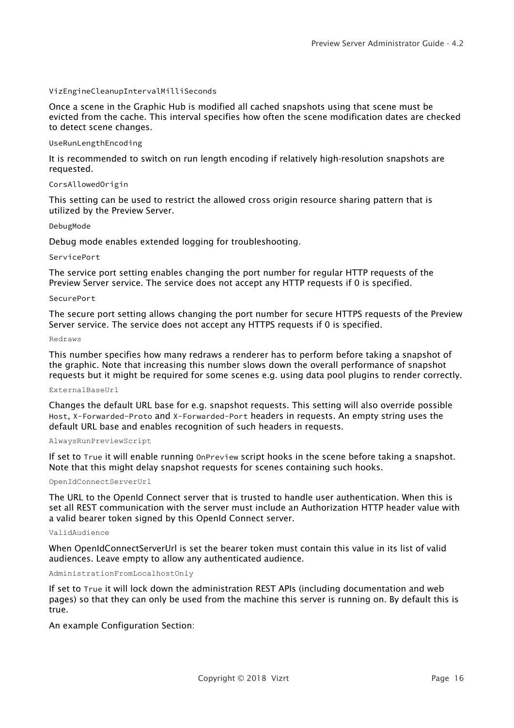`VizEngineCleanupIntervalMilliSeconds`

Once a scene in the Graphic Hub is modified all cached snapshots using that scene must be evicted from the cache. This interval specifies how often the scene modification dates are checked to detect scene changes.

`UseRunLengthEncoding`

It is recommended to switch on run length encoding if relatively high-resolution snapshots are requested.

`CorsAllowedOrigin`

This setting can be used to restrict the allowed cross origin resource sharing pattern that is utilized by the Preview Server.

`DebugMode`

Debug mode enables extended logging for troubleshooting.

`ServicePort`

The service port setting enables changing the port number for regular HTTP requests of the Preview Server service. The service does not accept any HTTP requests if 0 is specified.

`SecurePort`

The secure port setting allows changing the port number for secure HTTPS requests of the Preview Server service. The service does not accept any HTTPS requests if 0 is specified.

`Redraws`

This number specifies how many redraws a renderer has to perform before taking a snapshot of the graphic. Note that increasing this number slows down the overall performance of snapshot requests but it might be required for some scenes e.g. using data pool plugins to render correctly.

`ExternalBaseUrl`

Changes the default URL base for e.g. snapshot requests. This setting will also override possible `Host`, `X-Forwarded-Proto` and `X-Forwarded-Port` headers in requests. An empty string uses the default URL base and enables recognition of such headers in requests.

`AlwaysRunPreviewScript`

If set to `True` it will enable running `OnPreview` script hooks in the scene before taking a snapshot. Note that this might delay snapshot requests for scenes containing such hooks.

`OpenIdConnectServerUrl`

The URL to the OpenId Connect server that is trusted to handle user authentication. When this is set all REST communication with the server must include an Authorization HTTP header value with a valid bearer token signed by this OpenId Connect server.

`ValidAudience`

When OpenIdConnectServerUrl is set the bearer token must contain this value in its list of valid audiences. Leave empty to allow any authenticated audience.

`AdministrationFromLocalhostOnly`

If set to `True` it will lock down the administration REST APIs (including documentation and web pages) so that they can only be used from the machine this server is running on. By default this is true.

An example Configuration Section: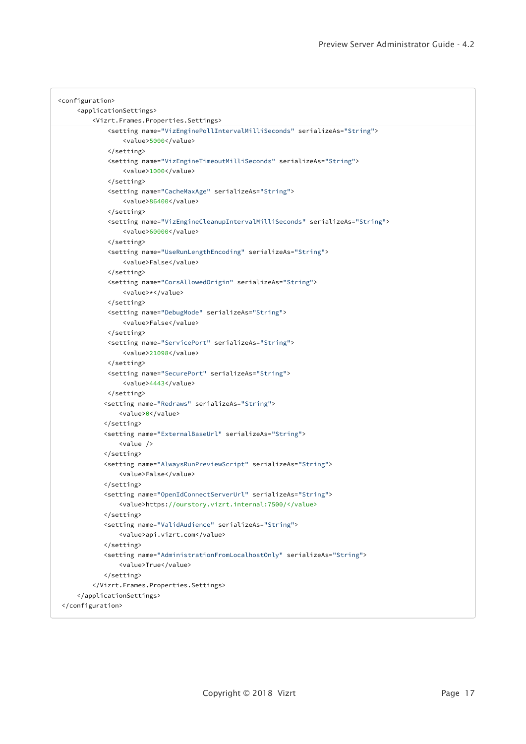```
<configuration>
     <applicationSettings>
         <Vizrt.Frames.Properties.Settings>
             <setting name="VizEnginePollIntervalMilliSeconds" serializeAs="String">
                 <value>5000</value>
             </setting>
             <setting name="VizEngineTimeoutMilliSeconds" serializeAs="String">
                 <value>1000</value>
             </setting>
             <setting name="CacheMaxAge" serializeAs="String">
                 <value>86400</value>
             </setting>
             <setting name="VizEngineCleanupIntervalMilliSeconds" serializeAs="String">
                 <value>60000</value>
             </setting>
             <setting name="UseRunLengthEncoding" serializeAs="String">
                 <value>False</value>
             </setting>
             <setting name="CorsAllowedOrigin" serializeAs="String">
                 <value>*</value>
             </setting>
             <setting name="DebugMode" serializeAs="String">
                 <value>False</value>
             </setting>
             <setting name="ServicePort" serializeAs="String">
                 <value>21098</value>
             </setting>
             <setting name="SecurePort" serializeAs="String">
                 <value>4443</value>
             </setting>
            <setting name="Redraws" serializeAs="String">
                <value>0</value>
            </setting>
            <setting name="ExternalBaseUrl" serializeAs="String">
                <value />
            </setting>
            <setting name="AlwaysRunPreviewScript" serializeAs="String">
                <value>False</value>
            </setting>
            <setting name="OpenIdConnectServerUrl" serializeAs="String">
                <value>https://ourstory.vizrt.internal:7500/</value>
            </setting>
            <setting name="ValidAudience" serializeAs="String">
                <value>api.vizrt.com</value>
            </setting>
            <setting name="AdministrationFromLocalhostOnly" serializeAs="String">
                <value>True</value>
            </setting>
         </Vizrt.Frames.Properties.Settings>
     </applicationSettings>
 </configuration>
```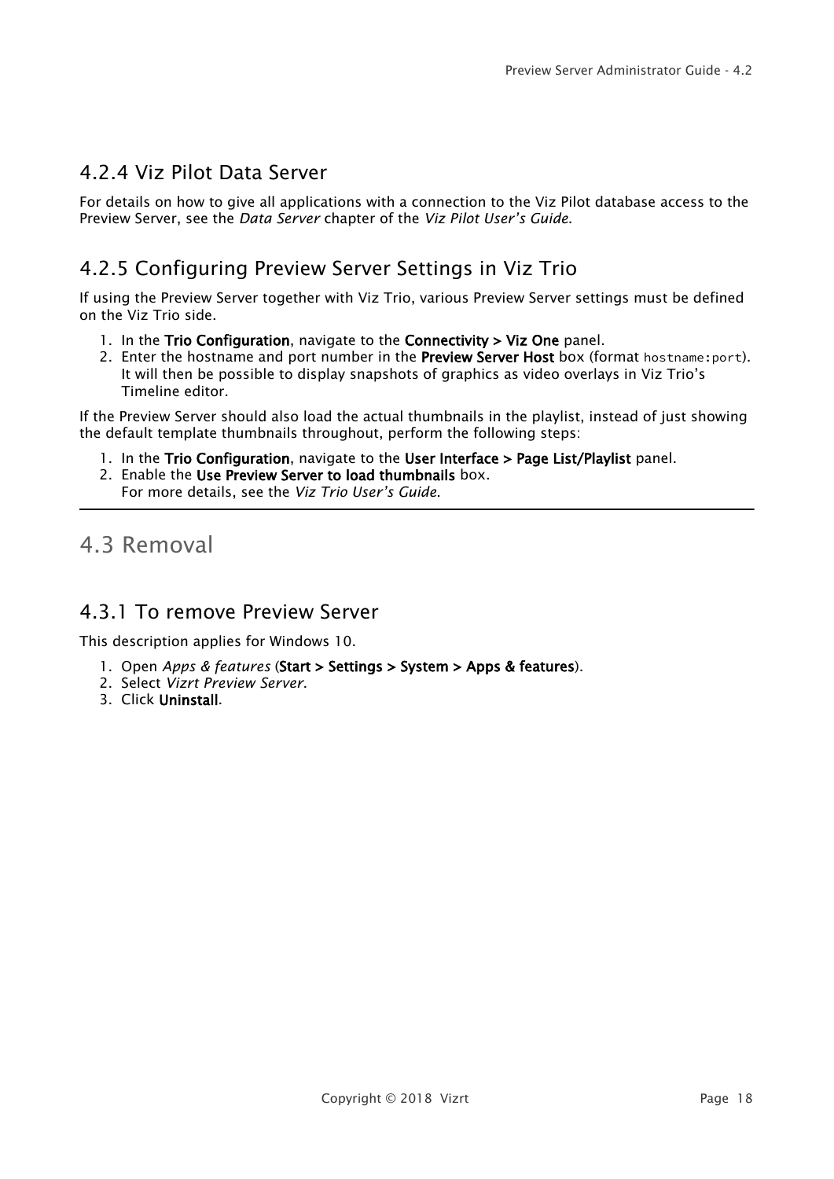### 4.2.4 Viz Pilot Data Server

For details on how to give all applications with a connection to the Viz Pilot database access to the Preview Server, see the *Data Server* chapter of the *Viz Pilot User's Guide*.

### 4.2.5 Configuring Preview Server Settings in Viz Trio

If using the Preview Server together with Viz Trio, various Preview Server settings must be defined on the Viz Trio side.

1. In the **Trio Configuration**, navigate to the **Connectivity > Viz One** panel.
2. Enter the hostname and port number in the **Preview Server Host** box (format `hostname:port`). It will then be possible to display snapshots of graphics as video overlays in Viz Trio's Timeline editor.

If the Preview Server should also load the actual thumbnails in the playlist, instead of just showing the default template thumbnails throughout, perform the following steps:

1. In the **Trio Configuration**, navigate to the **User Interface > Page List/Playlist** panel.
2. Enable the **Use Preview Server to load thumbnails** box.
   For more details, see the *Viz Trio User's Guide*.

## 4.3 Removal

### 4.3.1 To remove Preview Server

This description applies for Windows 10.

1. Open *Apps & features* (**Start > Settings > System > Apps & features**).
2. Select *Vizrt Preview Server*.
3. Click **Uninstall**.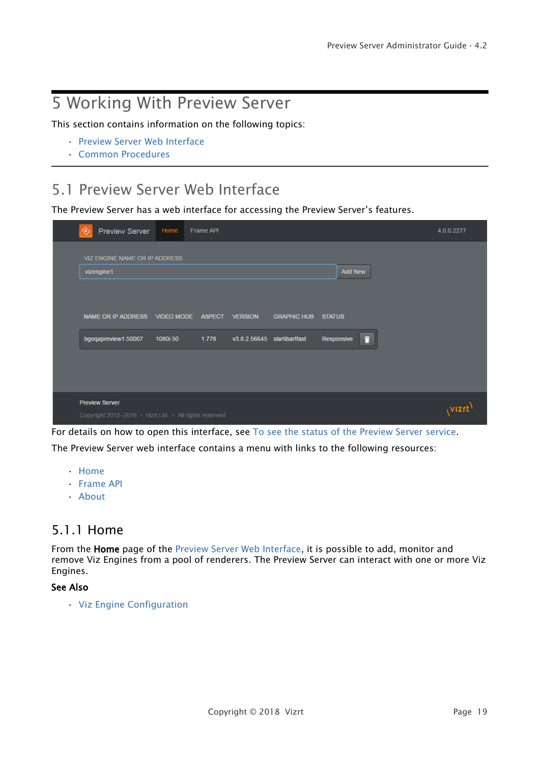# 5 Working With Preview Server

This section contains information on the following topics:

- Preview Server Web Interface
- Common Procedures

## 5.1 Preview Server Web Interface

The Preview Server has a web interface for accessing the Preview Server's features.

For details on how to open this interface, see To see the status of the Preview Server service.

The Preview Server web interface contains a menu with links to the following resources:

- Home
- Frame API
- About

### 5.1.1 Home

From the **Home** page of the Preview Server Web Interface, it is possible to add, monitor and remove Viz Engines from a pool of renderers. The Preview Server can interact with one or more Viz Engines.

**See Also**

- Viz Engine Configuration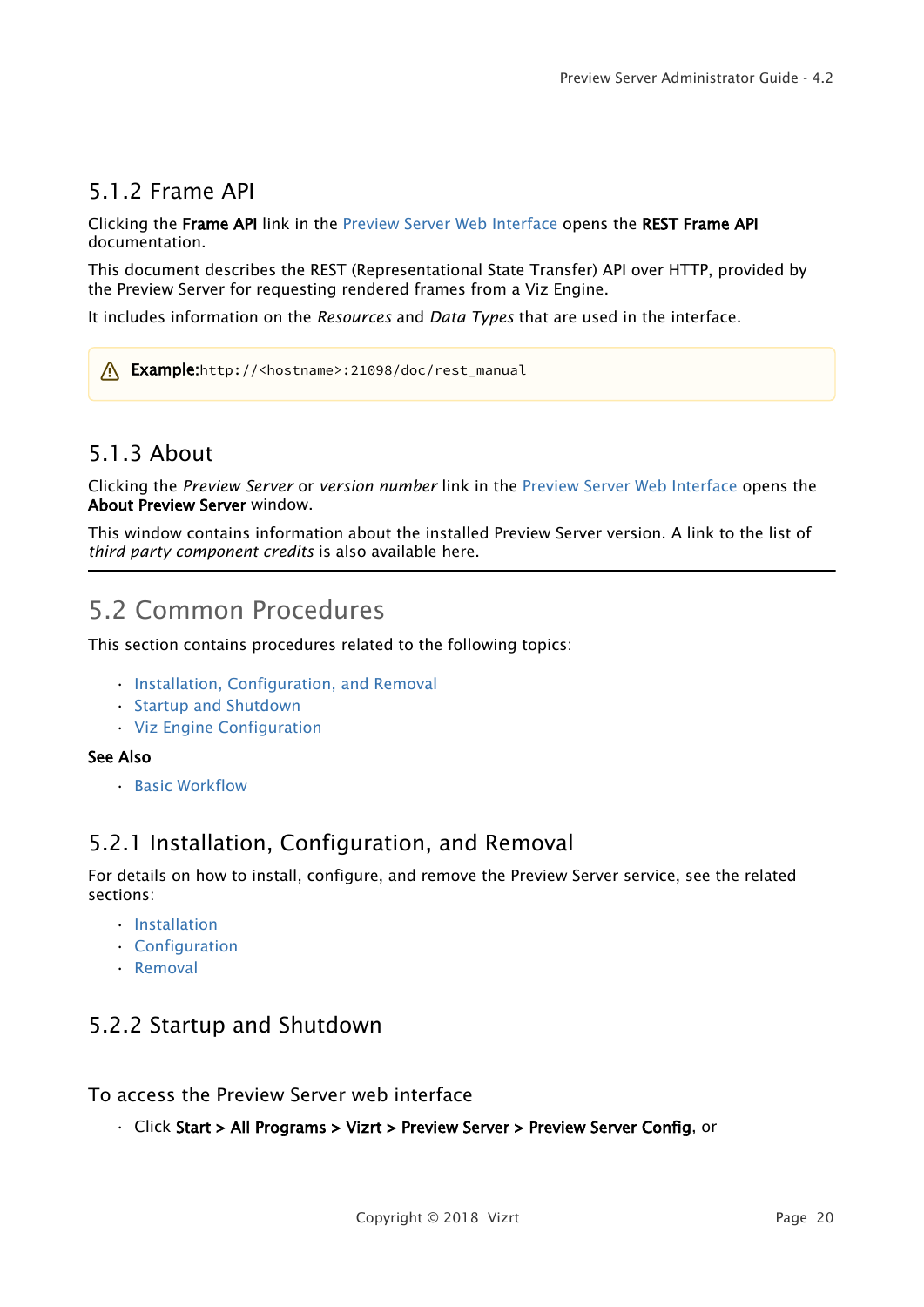### 5.1.2 Frame API

Clicking the **Frame API** link in the Preview Server Web Interface opens the **REST Frame API** documentation.

This document describes the REST (Representational State Transfer) API over HTTP, provided by the Preview Server for requesting rendered frames from a Viz Engine.

It includes information on the *Resources* and *Data Types* that are used in the interface.

> ⚠ **Example:**`http://<hostname>:21098/doc/rest_manual`

### 5.1.3 About

Clicking the *Preview Server* or *version number* link in the Preview Server Web Interface opens the **About Preview Server** window.

This window contains information about the installed Preview Server version. A link to the list of *third party component credits* is also available here.

---

## 5.2 Common Procedures

This section contains procedures related to the following topics:

- Installation, Configuration, and Removal
- Startup and Shutdown
- Viz Engine Configuration

**See Also**

- Basic Workflow

### 5.2.1 Installation, Configuration, and Removal

For details on how to install, configure, and remove the Preview Server service, see the related sections:

- Installation
- Configuration
- Removal

### 5.2.2 Startup and Shutdown

#### To access the Preview Server web interface

- Click **Start > All Programs > Vizrt > Preview Server > Preview Server Config**, or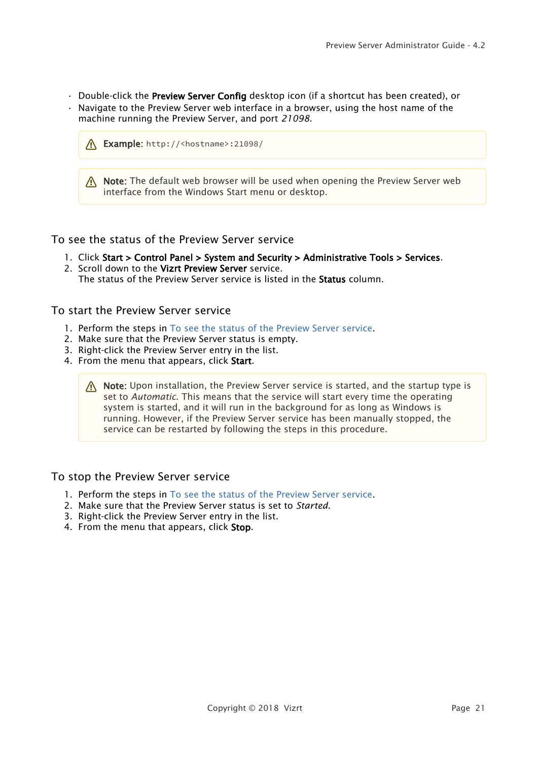- Double-click the **Preview Server Config** desktop icon (if a shortcut has been created), or
- Navigate to the Preview Server web interface in a browser, using the host name of the machine running the Preview Server, and port *21098*.

> ⚠ **Example:** `http://<hostname>:21098/`

> ⚠ **Note:** The default web browser will be used when opening the Preview Server web interface from the Windows Start menu or desktop.

## To see the status of the Preview Server service

1. Click **Start > Control Panel > System and Security > Administrative Tools > Services**.
2. Scroll down to the **Vizrt Preview Server** service.
   The status of the Preview Server service is listed in the **Status** column.

## To start the Preview Server service

1. Perform the steps in To see the status of the Preview Server service.
2. Make sure that the Preview Server status is empty.
3. Right-click the Preview Server entry in the list.
4. From the menu that appears, click **Start**.

> ⚠ **Note:** Upon installation, the Preview Server service is started, and the startup type is set to *Automatic*. This means that the service will start every time the operating system is started, and it will run in the background for as long as Windows is running. However, if the Preview Server service has been manually stopped, the service can be restarted by following the steps in this procedure.

## To stop the Preview Server service

1. Perform the steps in To see the status of the Preview Server service.
2. Make sure that the Preview Server status is set to *Started*.
3. Right-click the Preview Server entry in the list.
4. From the menu that appears, click **Stop**.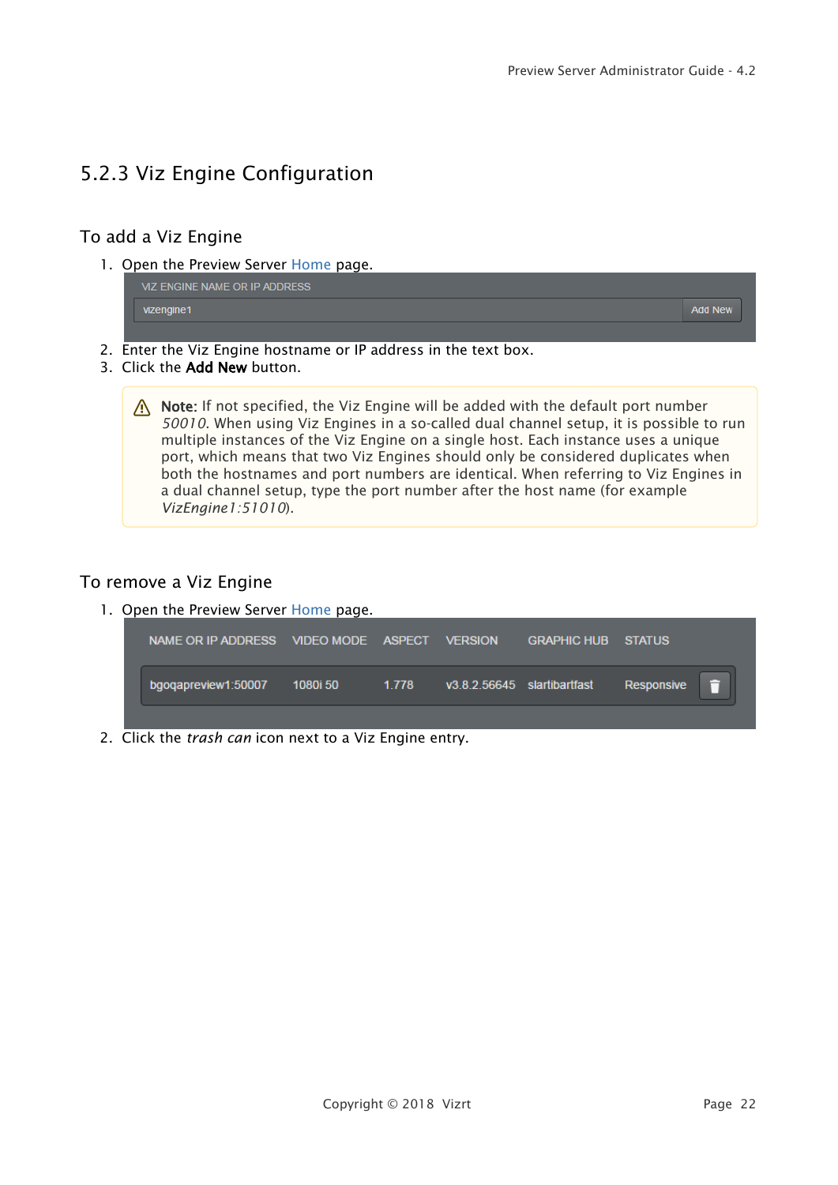## 5.2.3 Viz Engine Configuration

### To add a Viz Engine

1. Open the Preview Server Home page.

| VIZ ENGINE NAME OR IP ADDRESS | |
|---|---|
| vizengine1 | Add New |

2. Enter the Viz Engine hostname or IP address in the text box.
3. Click the **Add New** button.

> ⚠ **Note:** If not specified, the Viz Engine will be added with the default port number *50010*. When using Viz Engines in a so-called dual channel setup, it is possible to run multiple instances of the Viz Engine on a single host. Each instance uses a unique port, which means that two Viz Engines should only be considered duplicates when both the hostnames and port numbers are identical. When referring to Viz Engines in a dual channel setup, type the port number after the host name (for example *VizEngine1:51010*).

### To remove a Viz Engine

1. Open the Preview Server Home page.

| NAME OR IP ADDRESS | VIDEO MODE | ASPECT | VERSION | GRAPHIC HUB | STATUS | |
|---|---|---|---|---|---|---|
| bgoqapreview1:50007 | 1080i 50 | 1.778 | v3.8.2.56645 | slartibartfast | Responsive | 🗑 |

2. Click the *trash can* icon next to a Viz Engine entry.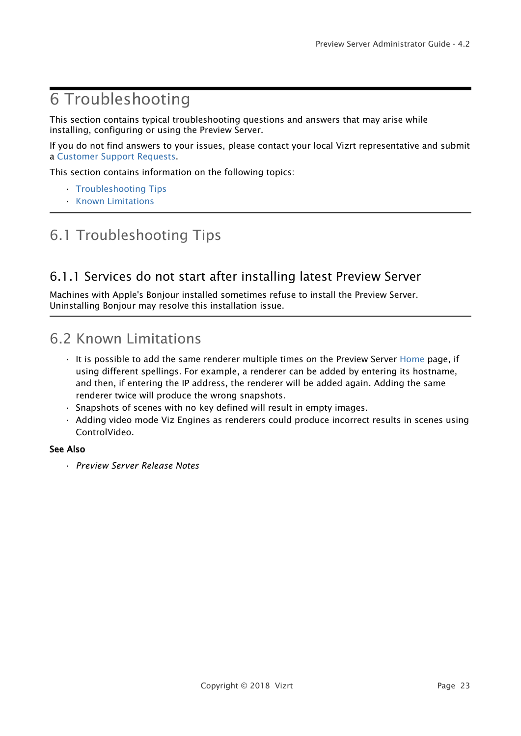# 6 Troubleshooting

This section contains typical troubleshooting questions and answers that may arise while installing, configuring or using the Preview Server.

If you do not find answers to your issues, please contact your local Vizrt representative and submit a Customer Support Requests.

This section contains information on the following topics:

- Troubleshooting Tips
- Known Limitations

## 6.1 Troubleshooting Tips

### 6.1.1 Services do not start after installing latest Preview Server

Machines with Apple's Bonjour installed sometimes refuse to install the Preview Server. Uninstalling Bonjour may resolve this installation issue.

## 6.2 Known Limitations

- It is possible to add the same renderer multiple times on the Preview Server Home page, if using different spellings. For example, a renderer can be added by entering its hostname, and then, if entering the IP address, the renderer will be added again. Adding the same renderer twice will produce the wrong snapshots.
- Snapshots of scenes with no key defined will result in empty images.
- Adding video mode Viz Engines as renderers could produce incorrect results in scenes using ControlVideo.

**See Also**

- *Preview Server Release Notes*